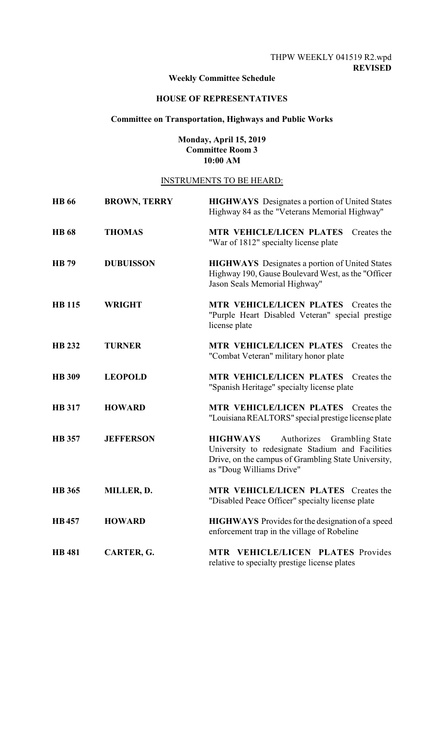THPW WEEKLY 041519 R2.wpd
**REVISED**

**Weekly Committee Schedule**

**HOUSE OF REPRESENTATIVES**

**Committee on Transportation, Highways and Public Works**

**Monday, April 15, 2019**
**Committee Room 3**
**10:00 AM**

INSTRUMENTS TO BE HEARD:

| | | |
|---|---|---|
| **HB 66** | **BROWN, TERRY** | **HIGHWAYS** Designates a portion of United States Highway 84 as the "Veterans Memorial Highway" |
| **HB 68** | **THOMAS** | **MTR VEHICLE/LICEN PLATES** Creates the "War of 1812" specialty license plate |
| **HB 79** | **DUBUISSON** | **HIGHWAYS** Designates a portion of United States Highway 190, Gause Boulevard West, as the "Officer Jason Seals Memorial Highway" |
| **HB 115** | **WRIGHT** | **MTR VEHICLE/LICEN PLATES** Creates the "Purple Heart Disabled Veteran" special prestige license plate |
| **HB 232** | **TURNER** | **MTR VEHICLE/LICEN PLATES** Creates the "Combat Veteran" military honor plate |
| **HB 309** | **LEOPOLD** | **MTR VEHICLE/LICEN PLATES** Creates the "Spanish Heritage" specialty license plate |
| **HB 317** | **HOWARD** | **MTR VEHICLE/LICEN PLATES** Creates the "Louisiana REALTORS" special prestige license plate |
| **HB 357** | **JEFFERSON** | **HIGHWAYS** Authorizes Grambling State University to redesignate Stadium and Facilities Drive, on the campus of Grambling State University, as "Doug Williams Drive" |
| **HB 365** | **MILLER, D.** | **MTR VEHICLE/LICEN PLATES** Creates the "Disabled Peace Officer" specialty license plate |
| **HB 457** | **HOWARD** | **HIGHWAYS** Provides for the designation of a speed enforcement trap in the village of Robeline |
| **HB 481** | **CARTER, G.** | **MTR VEHICLE/LICEN PLATES** Provides relative to specialty prestige license plates |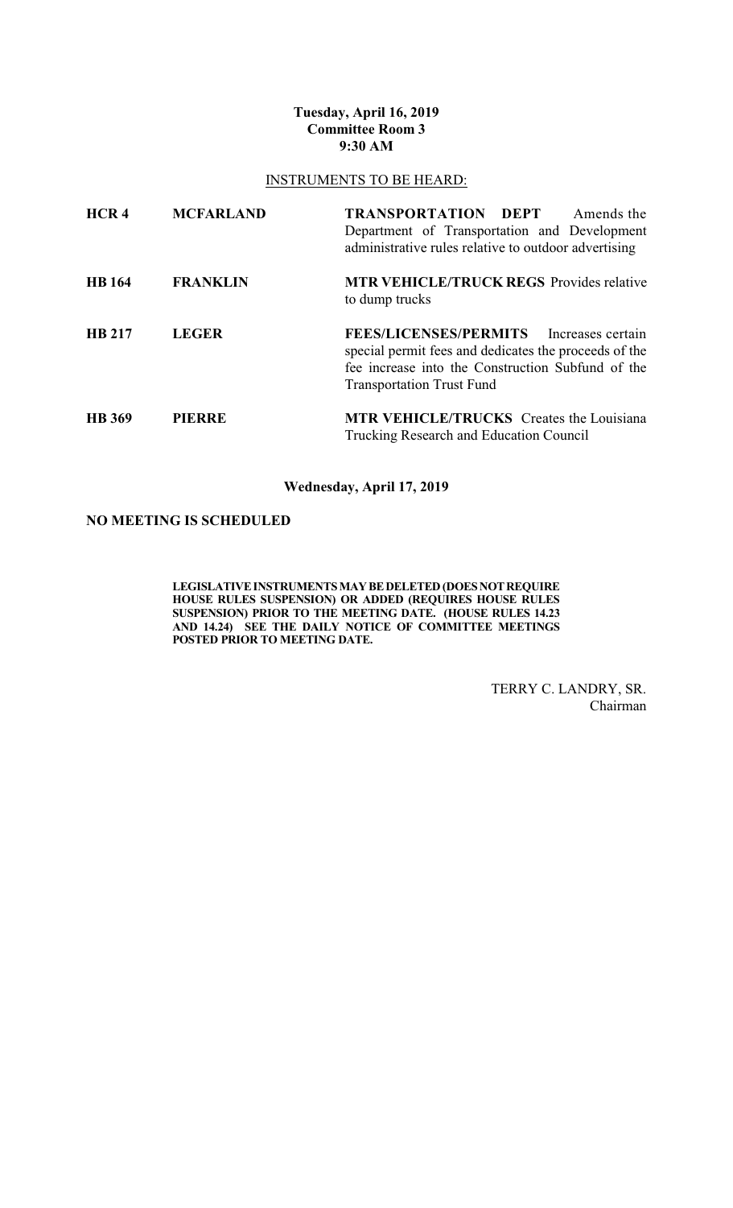**Tuesday, April 16, 2019**
**Committee Room 3**
**9:30 AM**

INSTRUMENTS TO BE HEARD:

| | | |
|---|---|---|
| **HCR 4** | **MCFARLAND** | **TRANSPORTATION DEPT** Amends the Department of Transportation and Development administrative rules relative to outdoor advertising |
| **HB 164** | **FRANKLIN** | **MTR VEHICLE/TRUCK REGS** Provides relative to dump trucks |
| **HB 217** | **LEGER** | **FEES/LICENSES/PERMITS** Increases certain special permit fees and dedicates the proceeds of the fee increase into the Construction Subfund of the Transportation Trust Fund |
| **HB 369** | **PIERRE** | **MTR VEHICLE/TRUCKS** Creates the Louisiana Trucking Research and Education Council |

**Wednesday, April 17, 2019**

**NO MEETING IS SCHEDULED**

**LEGISLATIVE INSTRUMENTS MAY BE DELETED (DOES NOT REQUIRE HOUSE RULES SUSPENSION) OR ADDED (REQUIRES HOUSE RULES SUSPENSION) PRIOR TO THE MEETING DATE. (HOUSE RULES 14.23 AND 14.24) SEE THE DAILY NOTICE OF COMMITTEE MEETINGS POSTED PRIOR TO MEETING DATE.**

TERRY C. LANDRY, SR.
Chairman